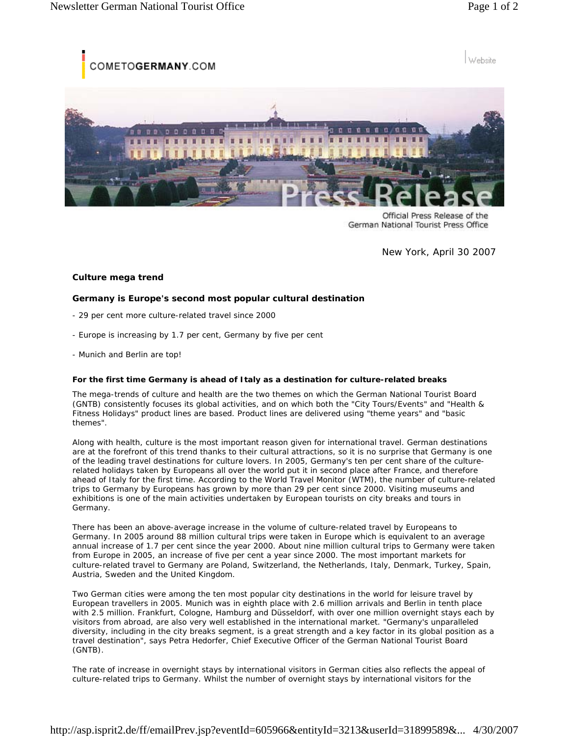COMETOGERMANY.COM

Website

Official Press Release of the German National Tourist Press Office

New York, April 30 2007

**Culture mega trend**

**Germany is Europe's second most popular cultural destination**

- 29 per cent more culture-related travel since 2000
- Europe is increasing by 1.7 per cent, Germany by five per cent
- Munich and Berlin are top!

**For the first time Germany is ahead of Italy as a destination for culture-related breaks**

The mega-trends of culture and health are the two themes on which the German National Tourist Board (GNTB) consistently focuses its global activities, and on which both the "City Tours/Events" and "Health & Fitness Holidays" product lines are based. Product lines are delivered using "theme years" and "basic themes".

Along with health, culture is the most important reason given for international travel. German destinations are at the forefront of this trend thanks to their cultural attractions, so it is no surprise that Germany is one of the leading travel destinations for culture lovers. In 2005, Germany's ten per cent share of the culture-related holidays taken by Europeans all over the world put it in second place after France, and therefore ahead of Italy for the first time. According to the World Travel Monitor (WTM), the number of culture-related trips to Germany by Europeans has grown by more than 29 per cent since 2000. Visiting museums and exhibitions is one of the main activities undertaken by European tourists on city breaks and tours in Germany.

There has been an above-average increase in the volume of culture-related travel by Europeans to Germany. In 2005 around 88 million cultural trips were taken in Europe which is equivalent to an average annual increase of 1.7 per cent since the year 2000. About nine million cultural trips to Germany were taken from Europe in 2005, an increase of five per cent a year since 2000. The most important markets for culture-related travel to Germany are Poland, Switzerland, the Netherlands, Italy, Denmark, Turkey, Spain, Austria, Sweden and the United Kingdom.

Two German cities were among the ten most popular city destinations in the world for leisure travel by European travellers in 2005. Munich was in eighth place with 2.6 million arrivals and Berlin in tenth place with 2.5 million. Frankfurt, Cologne, Hamburg and Düsseldorf, with over one million overnight stays each by visitors from abroad, are also very well established in the international market. "Germany's unparalleled diversity, including in the city breaks segment, is a great strength and a key factor in its global position as a travel destination", says Petra Hedorfer, Chief Executive Officer of the German National Tourist Board (GNTB).

The rate of increase in overnight stays by international visitors in German cities also reflects the appeal of culture-related trips to Germany. Whilst the number of overnight stays by international visitors for the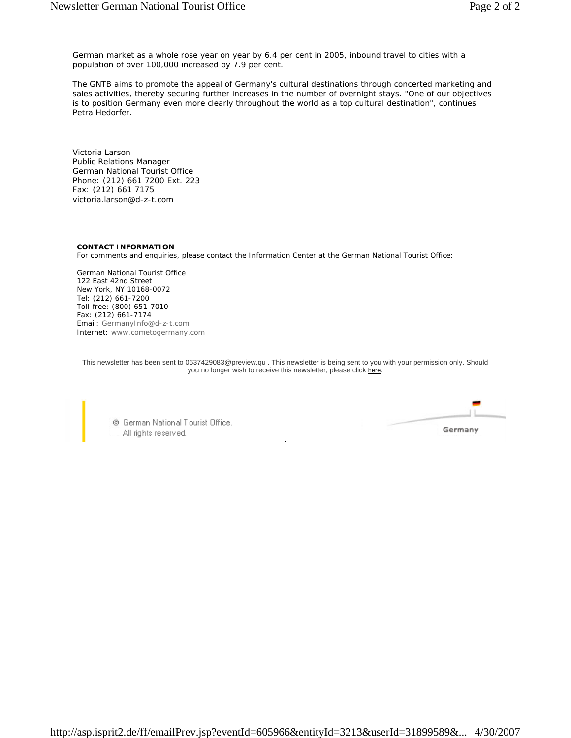German market as a whole rose year on year by 6.4 per cent in 2005, inbound travel to cities with a population of over 100,000 increased by 7.9 per cent.

The GNTB aims to promote the appeal of Germany's cultural destinations through concerted marketing and sales activities, thereby securing further increases in the number of overnight stays. "One of our objectives is to position Germany even more clearly throughout the world as a top cultural destination", continues Petra Hedorfer.

Victoria Larson
Public Relations Manager
German National Tourist Office
Phone: (212) 661 7200 Ext. 223
Fax: (212) 661 7175
victoria.larson@d-z-t.com

**CONTACT INFORMATION**
For comments and enquiries, please contact the Information Center at the German National Tourist Office:

German National Tourist Office
122 East 42nd Street
New York, NY 10168-0072
Tel: (212) 661-7200
Toll-free: (800) 651-7010
Fax: (212) 661-7174
Email: GermanyInfo@d-z-t.com
Internet: www.cometogermany.com

This newsletter has been sent to 0637429083@preview.qu . This newsletter is being sent to you with your permission only. Should you no longer wish to receive this newsletter, please click here.

© German National Tourist Office.
All rights reserved.

Germany